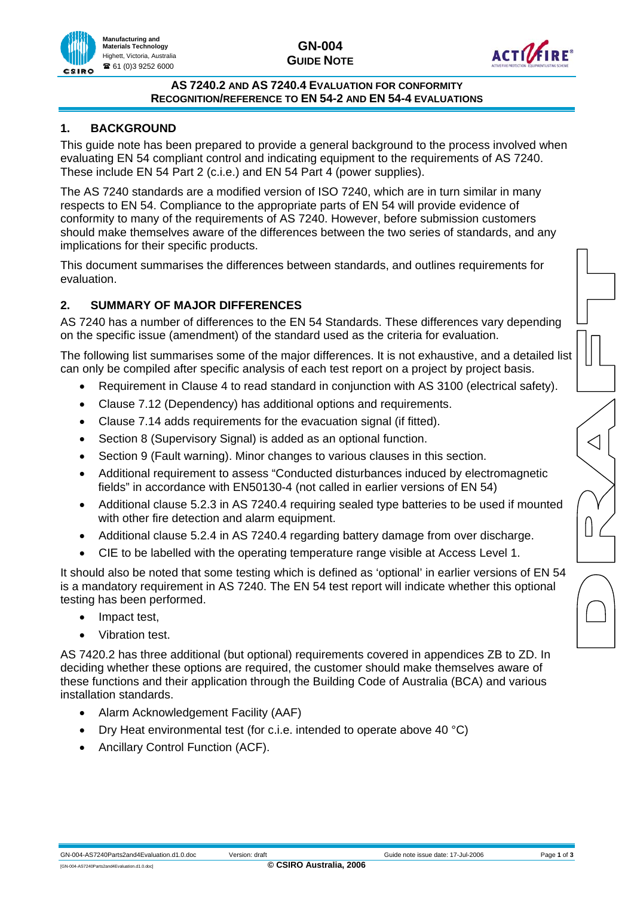# GN-004 GUIDE NOTE

## AS 7240.2 AND AS 7240.4 EVALUATION FOR CONFORMITY RECOGNITION/REFERENCE TO EN 54-2 AND EN 54-4 EVALUATIONS

## 1. BACKGROUND

This guide note has been prepared to provide a general background to the process involved when evaluating EN 54 compliant control and indicating equipment to the requirements of AS 7240. These include EN 54 Part 2 (c.i.e.) and EN 54 Part 4 (power supplies).

The AS 7240 standards are a modified version of ISO 7240, which are in turn similar in many respects to EN 54. Compliance to the appropriate parts of EN 54 will provide evidence of conformity to many of the requirements of AS 7240. However, before submission customers should make themselves aware of the differences between the two series of standards, and any implications for their specific products.

This document summarises the differences between standards, and outlines requirements for evaluation.

## 2. SUMMARY OF MAJOR DIFFERENCES

AS 7240 has a number of differences to the EN 54 Standards. These differences vary depending on the specific issue (amendment) of the standard used as the criteria for evaluation.

The following list summarises some of the major differences. It is not exhaustive, and a detailed list can only be compiled after specific analysis of each test report on a project by project basis.

- Requirement in Clause 4 to read standard in conjunction with AS 3100 (electrical safety).
- Clause 7.12 (Dependency) has additional options and requirements.
- Clause 7.14 adds requirements for the evacuation signal (if fitted).
- Section 8 (Supervisory Signal) is added as an optional function.
- Section 9 (Fault warning). Minor changes to various clauses in this section.
- Additional requirement to assess "Conducted disturbances induced by electromagnetic fields" in accordance with EN50130-4 (not called in earlier versions of EN 54)
- Additional clause 5.2.3 in AS 7240.4 requiring sealed type batteries to be used if mounted with other fire detection and alarm equipment.
- Additional clause 5.2.4 in AS 7240.4 regarding battery damage from over discharge.
- CIE to be labelled with the operating temperature range visible at Access Level 1.

It should also be noted that some testing which is defined as 'optional' in earlier versions of EN 54 is a mandatory requirement in AS 7240. The EN 54 test report will indicate whether this optional testing has been performed.

- Impact test,
- Vibration test.

AS 7420.2 has three additional (but optional) requirements covered in appendices ZB to ZD. In deciding whether these options are required, the customer should make themselves aware of these functions and their application through the Building Code of Australia (BCA) and various installation standards.

- Alarm Acknowledgement Facility (AAF)
- Dry Heat environmental test (for c.i.e. intended to operate above 40 °C)
- Ancillary Control Function (ACF).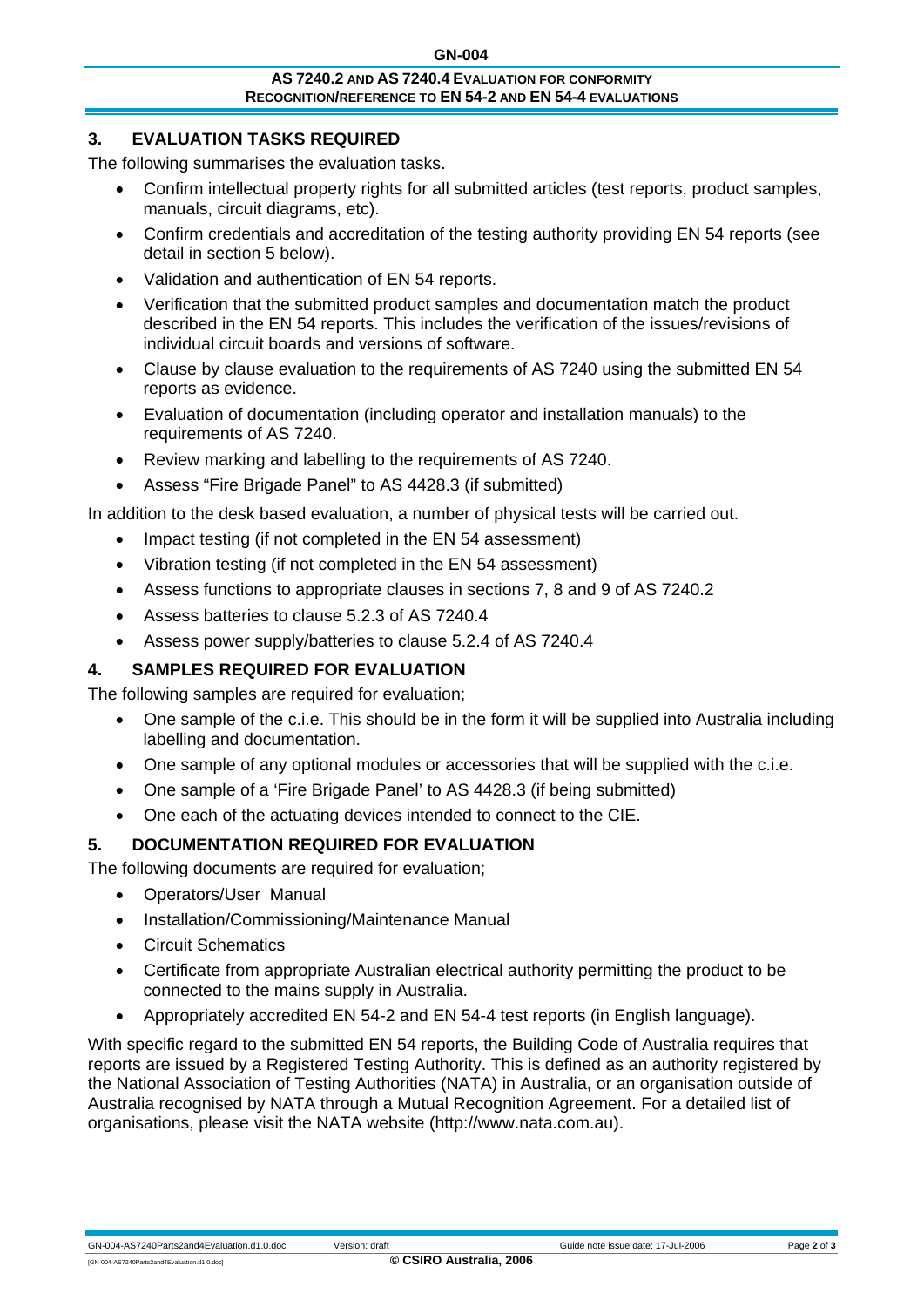## 3. EVALUATION TASKS REQUIRED

The following summarises the evaluation tasks.

- Confirm intellectual property rights for all submitted articles (test reports, product samples, manuals, circuit diagrams, etc).
- Confirm credentials and accreditation of the testing authority providing EN 54 reports (see detail in section 5 below).
- Validation and authentication of EN 54 reports.
- Verification that the submitted product samples and documentation match the product described in the EN 54 reports. This includes the verification of the issues/revisions of individual circuit boards and versions of software.
- Clause by clause evaluation to the requirements of AS 7240 using the submitted EN 54 reports as evidence.
- Evaluation of documentation (including operator and installation manuals) to the requirements of AS 7240.
- Review marking and labelling to the requirements of AS 7240.
- Assess "Fire Brigade Panel" to AS 4428.3 (if submitted)

In addition to the desk based evaluation, a number of physical tests will be carried out.

- Impact testing (if not completed in the EN 54 assessment)
- Vibration testing (if not completed in the EN 54 assessment)
- Assess functions to appropriate clauses in sections 7, 8 and 9 of AS 7240.2
- Assess batteries to clause 5.2.3 of AS 7240.4
- Assess power supply/batteries to clause 5.2.4 of AS 7240.4

## 4. SAMPLES REQUIRED FOR EVALUATION

The following samples are required for evaluation;

- One sample of the c.i.e. This should be in the form it will be supplied into Australia including labelling and documentation.
- One sample of any optional modules or accessories that will be supplied with the c.i.e.
- One sample of a 'Fire Brigade Panel' to AS 4428.3 (if being submitted)
- One each of the actuating devices intended to connect to the CIE.

## 5. DOCUMENTATION REQUIRED FOR EVALUATION

The following documents are required for evaluation;

- Operators/User Manual
- Installation/Commissioning/Maintenance Manual
- Circuit Schematics
- Certificate from appropriate Australian electrical authority permitting the product to be connected to the mains supply in Australia.
- Appropriately accredited EN 54-2 and EN 54-4 test reports (in English language).

With specific regard to the submitted EN 54 reports, the Building Code of Australia requires that reports are issued by a Registered Testing Authority. This is defined as an authority registered by the National Association of Testing Authorities (NATA) in Australia, or an organisation outside of Australia recognised by NATA through a Mutual Recognition Agreement. For a detailed list of organisations, please visit the NATA website (http://www.nata.com.au).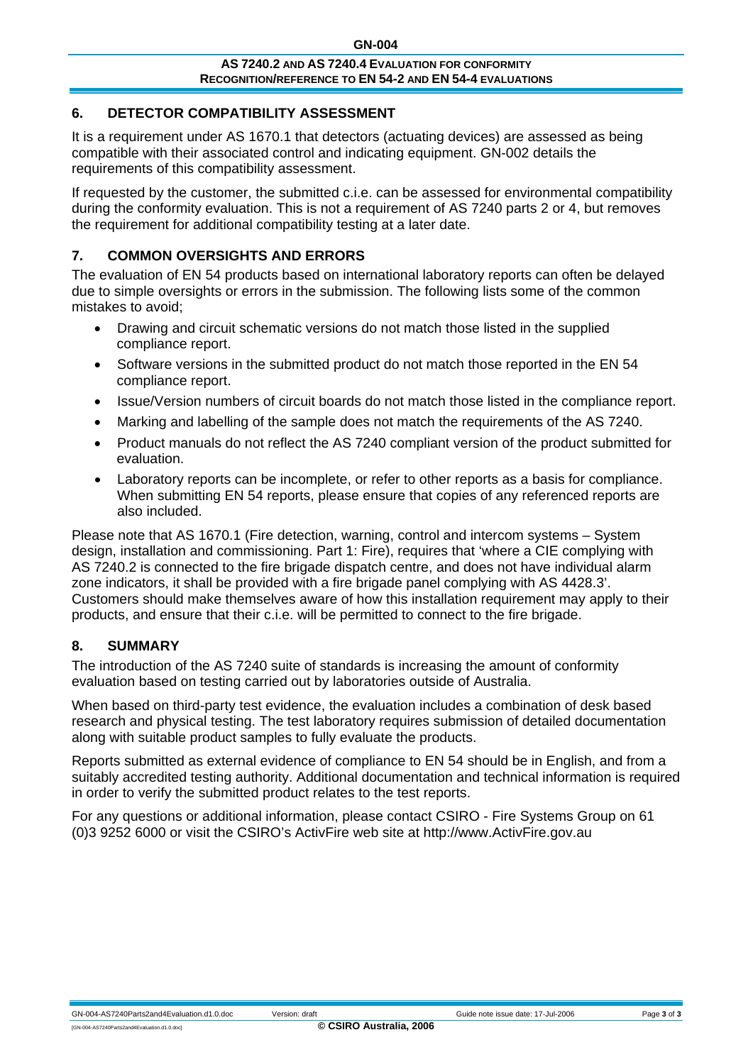## 6. DETECTOR COMPATIBILITY ASSESSMENT

It is a requirement under AS 1670.1 that detectors (actuating devices) are assessed as being compatible with their associated control and indicating equipment. GN-002 details the requirements of this compatibility assessment.

If requested by the customer, the submitted c.i.e. can be assessed for environmental compatibility during the conformity evaluation. This is not a requirement of AS 7240 parts 2 or 4, but removes the requirement for additional compatibility testing at a later date.

## 7. COMMON OVERSIGHTS AND ERRORS

The evaluation of EN 54 products based on international laboratory reports can often be delayed due to simple oversights or errors in the submission. The following lists some of the common mistakes to avoid;

- Drawing and circuit schematic versions do not match those listed in the supplied compliance report.
- Software versions in the submitted product do not match those reported in the EN 54 compliance report.
- Issue/Version numbers of circuit boards do not match those listed in the compliance report.
- Marking and labelling of the sample does not match the requirements of the AS 7240.
- Product manuals do not reflect the AS 7240 compliant version of the product submitted for evaluation.
- Laboratory reports can be incomplete, or refer to other reports as a basis for compliance. When submitting EN 54 reports, please ensure that copies of any referenced reports are also included.

Please note that AS 1670.1 (Fire detection, warning, control and intercom systems – System design, installation and commissioning. Part 1: Fire), requires that 'where a CIE complying with AS 7240.2 is connected to the fire brigade dispatch centre, and does not have individual alarm zone indicators, it shall be provided with a fire brigade panel complying with AS 4428.3'. Customers should make themselves aware of how this installation requirement may apply to their products, and ensure that their c.i.e. will be permitted to connect to the fire brigade.

## 8. SUMMARY

The introduction of the AS 7240 suite of standards is increasing the amount of conformity evaluation based on testing carried out by laboratories outside of Australia.

When based on third-party test evidence, the evaluation includes a combination of desk based research and physical testing. The test laboratory requires submission of detailed documentation along with suitable product samples to fully evaluate the products.

Reports submitted as external evidence of compliance to EN 54 should be in English, and from a suitably accredited testing authority. Additional documentation and technical information is required in order to verify the submitted product relates to the test reports.

For any questions or additional information, please contact CSIRO - Fire Systems Group on 61 (0)3 9252 6000 or visit the CSIRO's ActivFire web site at http://www.ActivFire.gov.au